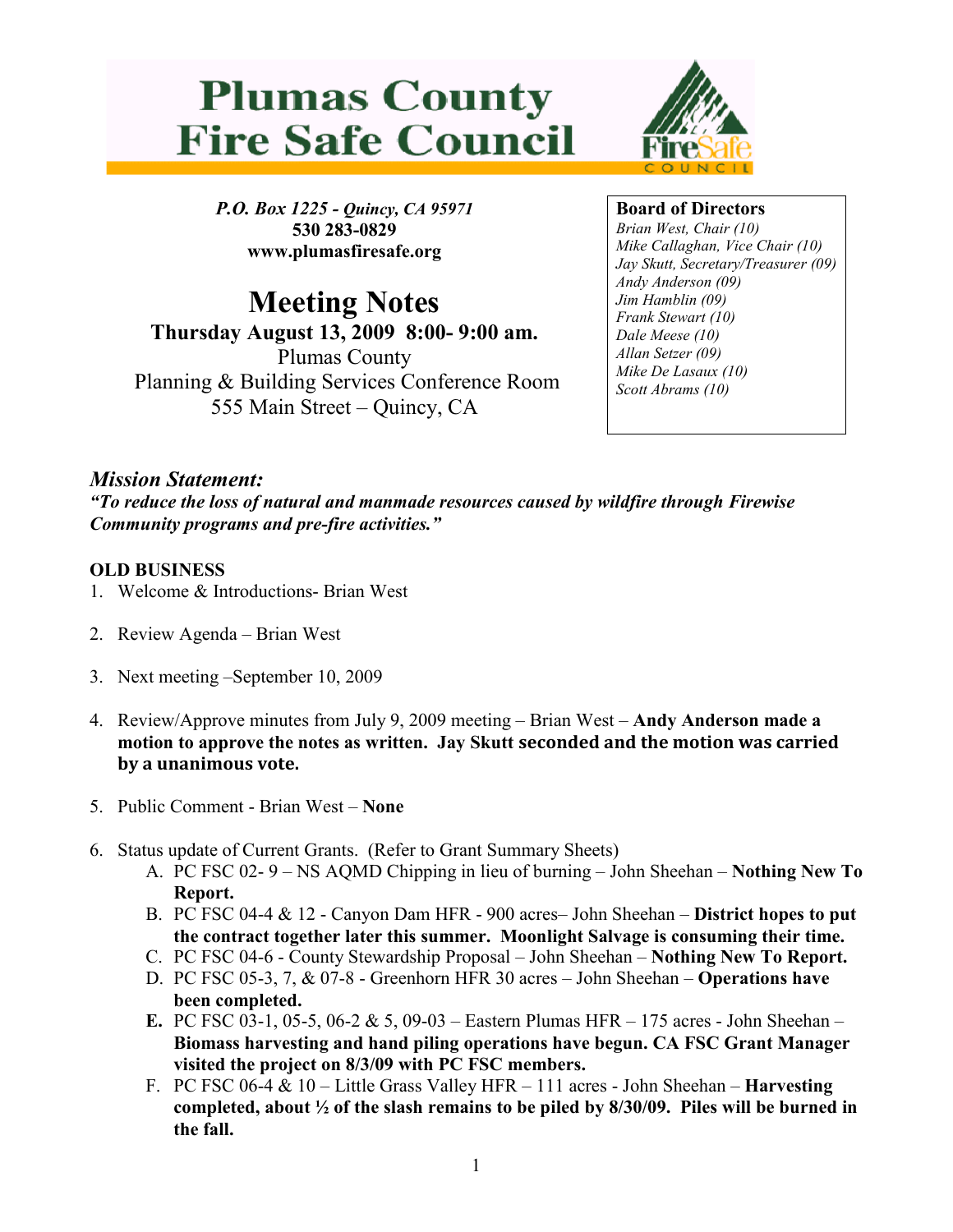# Plumas County Fire Safe Council

*P.O. Box 1225 - Quincy, CA 95971*
**530 283-0829**
**www.plumasfiresafe.org**

# Meeting Notes

**Thursday August 13, 2009 8:00- 9:00 am.**
Plumas County
Planning & Building Services Conference Room
555 Main Street – Quincy, CA

**Board of Directors**
*Brian West, Chair (10)*
*Mike Callaghan, Vice Chair (10)*
*Jay Skutt, Secretary/Treasurer (09)*
*Andy Anderson (09)*
*Jim Hamblin (09)*
*Frank Stewart (10)*
*Dale Meese (10)*
*Allan Setzer (09)*
*Mike De Lasaux (10)*
*Scott Abrams (10)*

## *Mission Statement:*

***"To reduce the loss of natural and manmade resources caused by wildfire through Firewise Community programs and pre-fire activities."***

**OLD BUSINESS**

1. Welcome & Introductions- Brian West
2. Review Agenda – Brian West
3. Next meeting –September 10, 2009
4. Review/Approve minutes from July 9, 2009 meeting – Brian West – **Andy Anderson made a motion to approve the notes as written. Jay Skutt seconded and the motion was carried by a unanimous vote.**
5. Public Comment - Brian West – **None**
6. Status update of Current Grants. (Refer to Grant Summary Sheets)
   - A. PC FSC 02- 9 – NS AQMD Chipping in lieu of burning – John Sheehan – **Nothing New To Report.**
   - B. PC FSC 04-4 & 12 - Canyon Dam HFR - 900 acres– John Sheehan – **District hopes to put the contract together later this summer. Moonlight Salvage is consuming their time.**
   - C. PC FSC 04-6 - County Stewardship Proposal – John Sheehan – **Nothing New To Report.**
   - D. PC FSC 05-3, 7, & 07-8 - Greenhorn HFR 30 acres – John Sheehan – **Operations have been completed.**
   - **E.** PC FSC 03-1, 05-5, 06-2 & 5, 09-03 – Eastern Plumas HFR – 175 acres - John Sheehan – **Biomass harvesting and hand piling operations have begun. CA FSC Grant Manager visited the project on 8/3/09 with PC FSC members.**
   - F. PC FSC 06-4 & 10 – Little Grass Valley HFR – 111 acres - John Sheehan – **Harvesting completed, about ½ of the slash remains to be piled by 8/30/09. Piles will be burned in the fall.**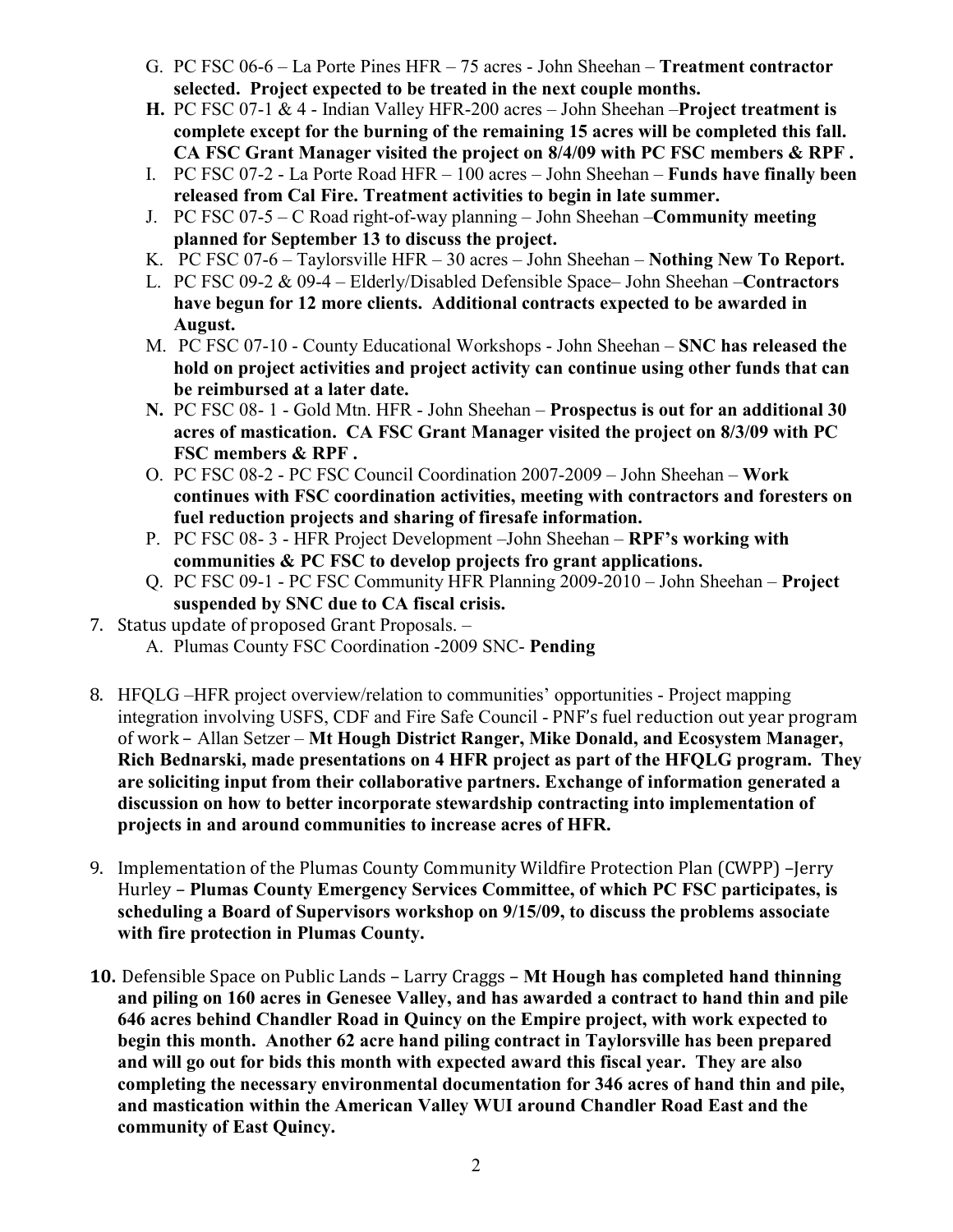G. PC FSC 06-6 – La Porte Pines HFR – 75 acres - John Sheehan – **Treatment contractor selected. Project expected to be treated in the next couple months.**

H. PC FSC 07-1 & 4 - Indian Valley HFR-200 acres – John Sheehan –**Project treatment is complete except for the burning of the remaining 15 acres will be completed this fall. CA FSC Grant Manager visited the project on 8/4/09 with PC FSC members & RPF .**

I. PC FSC 07-2 - La Porte Road HFR – 100 acres – John Sheehan – **Funds have finally been released from Cal Fire. Treatment activities to begin in late summer.**

J. PC FSC 07-5 – C Road right-of-way planning – John Sheehan –**Community meeting planned for September 13 to discuss the project.**

K. PC FSC 07-6 – Taylorsville HFR – 30 acres – John Sheehan – **Nothing New To Report.**

L. PC FSC 09-2 & 09-4 – Elderly/Disabled Defensible Space– John Sheehan –**Contractors have begun for 12 more clients. Additional contracts expected to be awarded in August.**

M. PC FSC 07-10 - County Educational Workshops - John Sheehan – **SNC has released the hold on project activities and project activity can continue using other funds that can be reimbursed at a later date.**

N. PC FSC 08- 1 - Gold Mtn. HFR - John Sheehan – **Prospectus is out for an additional 30 acres of mastication. CA FSC Grant Manager visited the project on 8/3/09 with PC FSC members & RPF .**

O. PC FSC 08-2 - PC FSC Council Coordination 2007-2009 – John Sheehan – **Work continues with FSC coordination activities, meeting with contractors and foresters on fuel reduction projects and sharing of firesafe information.**

P. PC FSC 08- 3 - HFR Project Development –John Sheehan – **RPF's working with communities & PC FSC to develop projects fro grant applications.**

Q. PC FSC 09-1 - PC FSC Community HFR Planning 2009-2010 – John Sheehan – **Project suspended by SNC due to CA fiscal crisis.**

7. Status update of proposed Grant Proposals. –
   A. Plumas County FSC Coordination -2009 SNC- **Pending**

8. HFQLG –HFR project overview/relation to communities' opportunities - Project mapping integration involving USFS, CDF and Fire Safe Council - PNF's fuel reduction out year program of work – Allan Setzer – **Mt Hough District Ranger, Mike Donald, and Ecosystem Manager, Rich Bednarski, made presentations on 4 HFR project as part of the HFQLG program. They are soliciting input from their collaborative partners. Exchange of information generated a discussion on how to better incorporate stewardship contracting into implementation of projects in and around communities to increase acres of HFR.**

9. Implementation of the Plumas County Community Wildfire Protection Plan (CWPP) –Jerry Hurley – **Plumas County Emergency Services Committee, of which PC FSC participates, is scheduling a Board of Supervisors workshop on 9/15/09, to discuss the problems associate with fire protection in Plumas County.**

10. Defensible Space on Public Lands – Larry Craggs – **Mt Hough has completed hand thinning and piling on 160 acres in Genesee Valley, and has awarded a contract to hand thin and pile 646 acres behind Chandler Road in Quincy on the Empire project, with work expected to begin this month. Another 62 acre hand piling contract in Taylorsville has been prepared and will go out for bids this month with expected award this fiscal year. They are also completing the necessary environmental documentation for 346 acres of hand thin and pile, and mastication within the American Valley WUI around Chandler Road East and the community of East Quincy.**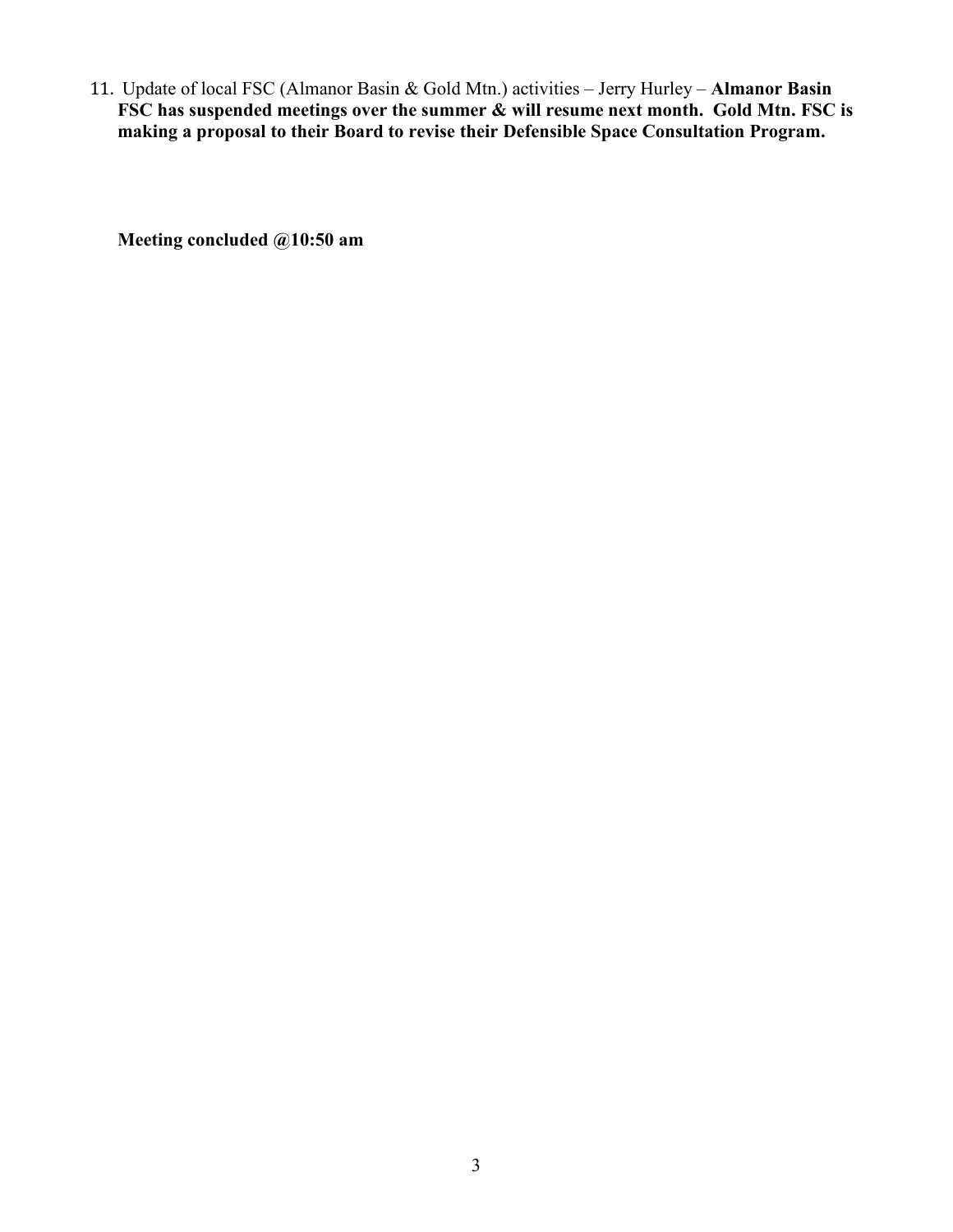11. Update of local FSC (Almanor Basin & Gold Mtn.) activities – Jerry Hurley – **Almanor Basin FSC has suspended meetings over the summer & will resume next month. Gold Mtn. FSC is making a proposal to their Board to revise their Defensible Space Consultation Program.**

**Meeting concluded @10:50 am**